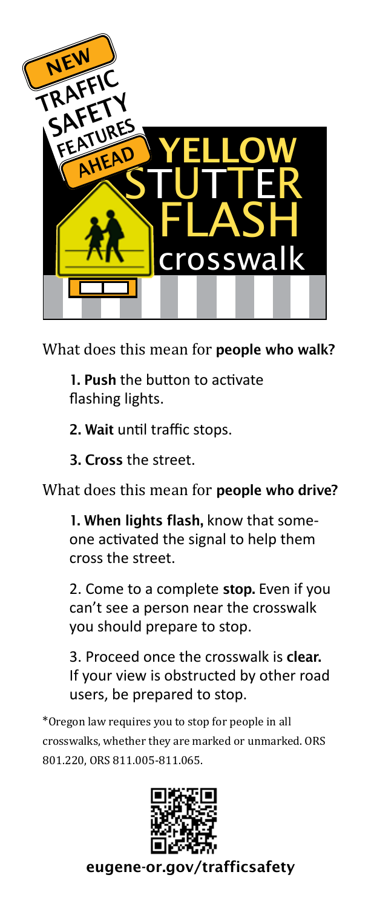NEW TRAFFIC SAFETY FEATURES AHEAD

# YELLOW STUTTER FLASH crosswalk

What does this mean for **people who walk?**

**1. Push** the button to activate flashing lights.

**2. Wait** until traffic stops.

**3. Cross** the street.

What does this mean for **people who drive?**

**1. When lights flash,** know that someone activated the signal to help them cross the street.

2. Come to a complete **stop.** Even if you can't see a person near the crosswalk you should prepare to stop.

3. Proceed once the crosswalk is **clear.** If your view is obstructed by other road users, be prepared to stop.

*Oregon law requires you to stop for people in all crosswalks, whether they are marked or unmarked. ORS 801.220, ORS 811.005-811.065.

**eugene-or.gov/trafficsafety**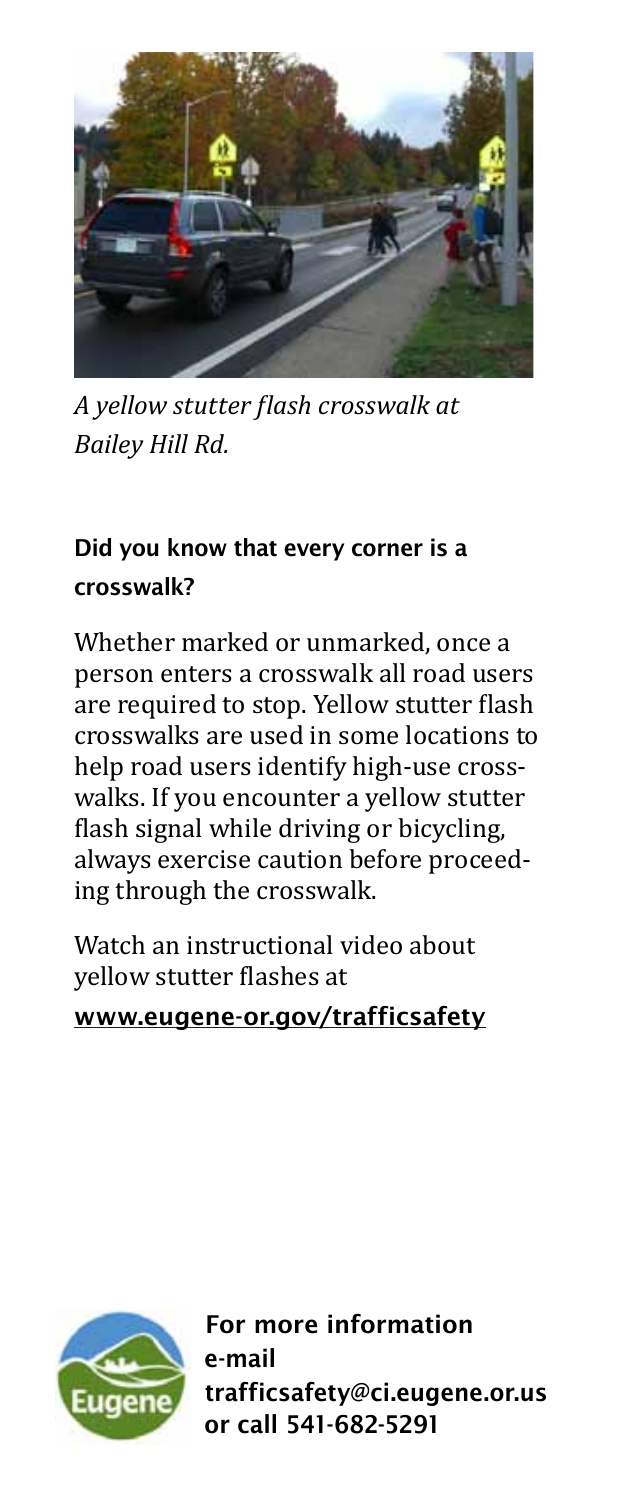*A yellow stutter flash crosswalk at Bailey Hill Rd.*

### Did you know that every corner is a crosswalk?

Whether marked or unmarked, once a person enters a crosswalk all road users are required to stop. Yellow stutter flash crosswalks are used in some locations to help road users identify high-use crosswalks. If you encounter a yellow stutter flash signal while driving or bicycling, always exercise caution before proceeding through the crosswalk.

Watch an instructional video about yellow stutter flashes at

**www.eugene-or.gov/trafficsafety**

**For more information e-mail trafficsafety@ci.eugene.or.us or call 541-682-5291**